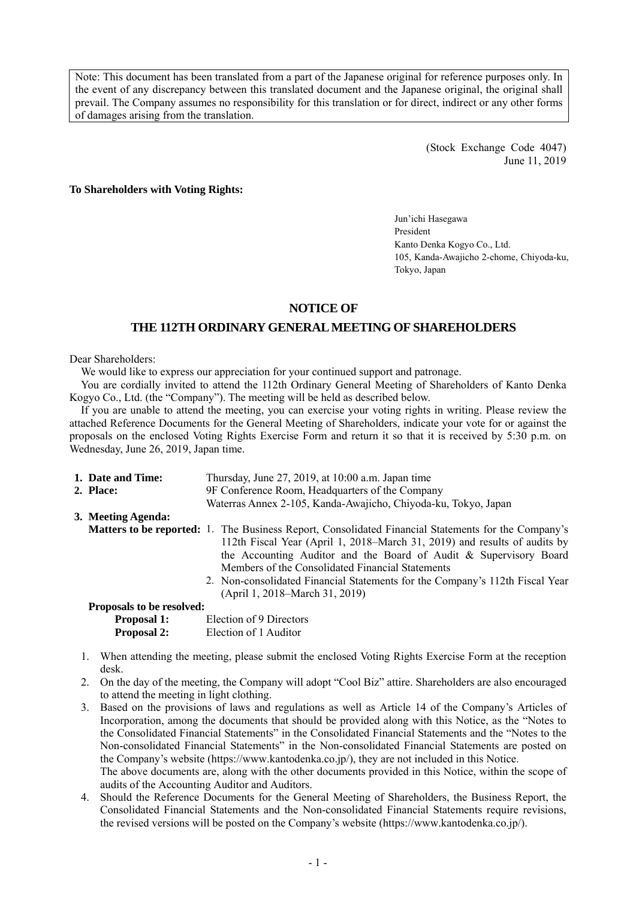Note: This document has been translated from a part of the Japanese original for reference purposes only. In the event of any discrepancy between this translated document and the Japanese original, the original shall prevail. The Company assumes no responsibility for this translation or for direct, indirect or any other forms of damages arising from the translation.

(Stock Exchange Code 4047)
June 11, 2019

**To Shareholders with Voting Rights:**

Jun'ichi Hasegawa
President
Kanto Denka Kogyo Co., Ltd.
105, Kanda-Awajicho 2-chome, Chiyoda-ku, Tokyo, Japan

# NOTICE OF
# THE 112TH ORDINARY GENERAL MEETING OF SHAREHOLDERS

Dear Shareholders:

We would like to express our appreciation for your continued support and patronage.

You are cordially invited to attend the 112th Ordinary General Meeting of Shareholders of Kanto Denka Kogyo Co., Ltd. (the "Company"). The meeting will be held as described below.

If you are unable to attend the meeting, you can exercise your voting rights in writing. Please review the attached Reference Documents for the General Meeting of Shareholders, indicate your vote for or against the proposals on the enclosed Voting Rights Exercise Form and return it so that it is received by 5:30 p.m. on Wednesday, June 26, 2019, Japan time.

**1. Date and Time:** Thursday, June 27, 2019, at 10:00 a.m. Japan time

**2. Place:** 9F Conference Room, Headquarters of the Company
Waterras Annex 2-105, Kanda-Awajicho, Chiyoda-ku, Tokyo, Japan

**3. Meeting Agenda:**

**Matters to be reported:**

1. The Business Report, Consolidated Financial Statements for the Company's 112th Fiscal Year (April 1, 2018–March 31, 2019) and results of audits by the Accounting Auditor and the Board of Audit & Supervisory Board Members of the Consolidated Financial Statements
2. Non-consolidated Financial Statements for the Company's 112th Fiscal Year (April 1, 2018–March 31, 2019)

**Proposals to be resolved:**

**Proposal 1:** Election of 9 Directors

**Proposal 2:** Election of 1 Auditor

1. When attending the meeting, please submit the enclosed Voting Rights Exercise Form at the reception desk.
2. On the day of the meeting, the Company will adopt "Cool Biz" attire. Shareholders are also encouraged to attend the meeting in light clothing.
3. Based on the provisions of laws and regulations as well as Article 14 of the Company's Articles of Incorporation, among the documents that should be provided along with this Notice, as the "Notes to the Consolidated Financial Statements" in the Consolidated Financial Statements and the "Notes to the Non-consolidated Financial Statements" in the Non-consolidated Financial Statements are posted on the Company's website (https://www.kantodenka.co.jp/), they are not included in this Notice.
The above documents are, along with the other documents provided in this Notice, within the scope of audits of the Accounting Auditor and Auditors.
4. Should the Reference Documents for the General Meeting of Shareholders, the Business Report, the Consolidated Financial Statements and the Non-consolidated Financial Statements require revisions, the revised versions will be posted on the Company's website (https://www.kantodenka.co.jp/).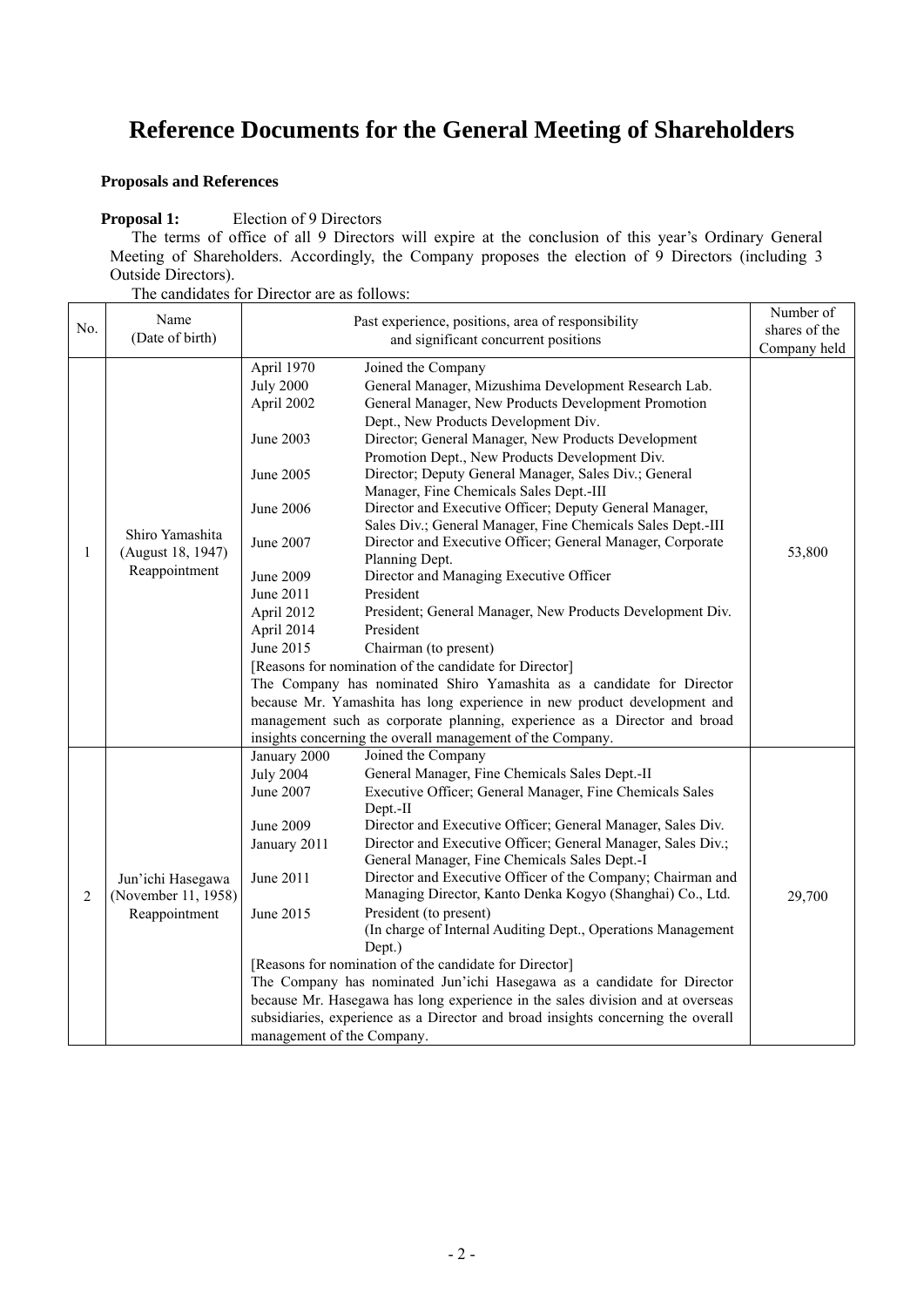# Reference Documents for the General Meeting of Shareholders

**Proposals and References**

**Proposal 1:** Election of 9 Directors

The terms of office of all 9 Directors will expire at the conclusion of this year's Ordinary General Meeting of Shareholders. Accordingly, the Company proposes the election of 9 Directors (including 3 Outside Directors).

The candidates for Director are as follows:

| No. | Name (Date of birth) | Past experience, positions, area of responsibility and significant concurrent positions | Number of shares of the Company held |
|---|---|---|---|
| 1 | Shiro Yamashita (August 18, 1947) Reappointment | April 1970 Joined the Company<br>July 2000 General Manager, Mizushima Development Research Lab.<br>April 2002 General Manager, New Products Development Promotion Dept., New Products Development Div.<br>June 2003 Director; General Manager, New Products Development Promotion Dept., New Products Development Div.<br>June 2005 Director; Deputy General Manager, Sales Div.; General Manager, Fine Chemicals Sales Dept.-III<br>June 2006 Director and Executive Officer; Deputy General Manager, Sales Div.; General Manager, Fine Chemicals Sales Dept.-III<br>June 2007 Director and Executive Officer; General Manager, Corporate Planning Dept.<br>June 2009 Director and Managing Executive Officer<br>June 2011 President<br>April 2012 President; General Manager, New Products Development Div.<br>April 2014 President<br>June 2015 Chairman (to present)<br>[Reasons for nomination of the candidate for Director]<br>The Company has nominated Shiro Yamashita as a candidate for Director because Mr. Yamashita has long experience in new product development and management such as corporate planning, experience as a Director and broad insights concerning the overall management of the Company. | 53,800 |
| 2 | Jun'ichi Hasegawa (November 11, 1958) Reappointment | January 2000 Joined the Company<br>July 2004 General Manager, Fine Chemicals Sales Dept.-II<br>June 2007 Executive Officer; General Manager, Fine Chemicals Sales Dept.-II<br>June 2009 Director and Executive Officer; General Manager, Sales Div.<br>January 2011 Director and Executive Officer; General Manager, Sales Div.; General Manager, Fine Chemicals Sales Dept.-I<br>June 2011 Director and Executive Officer of the Company; Chairman and Managing Director, Kanto Denka Kogyo (Shanghai) Co., Ltd.<br>June 2015 President (to present)<br>(In charge of Internal Auditing Dept., Operations Management Dept.)<br>[Reasons for nomination of the candidate for Director]<br>The Company has nominated Jun'ichi Hasegawa as a candidate for Director because Mr. Hasegawa has long experience in the sales division and at overseas subsidiaries, experience as a Director and broad insights concerning the overall management of the Company. | 29,700 |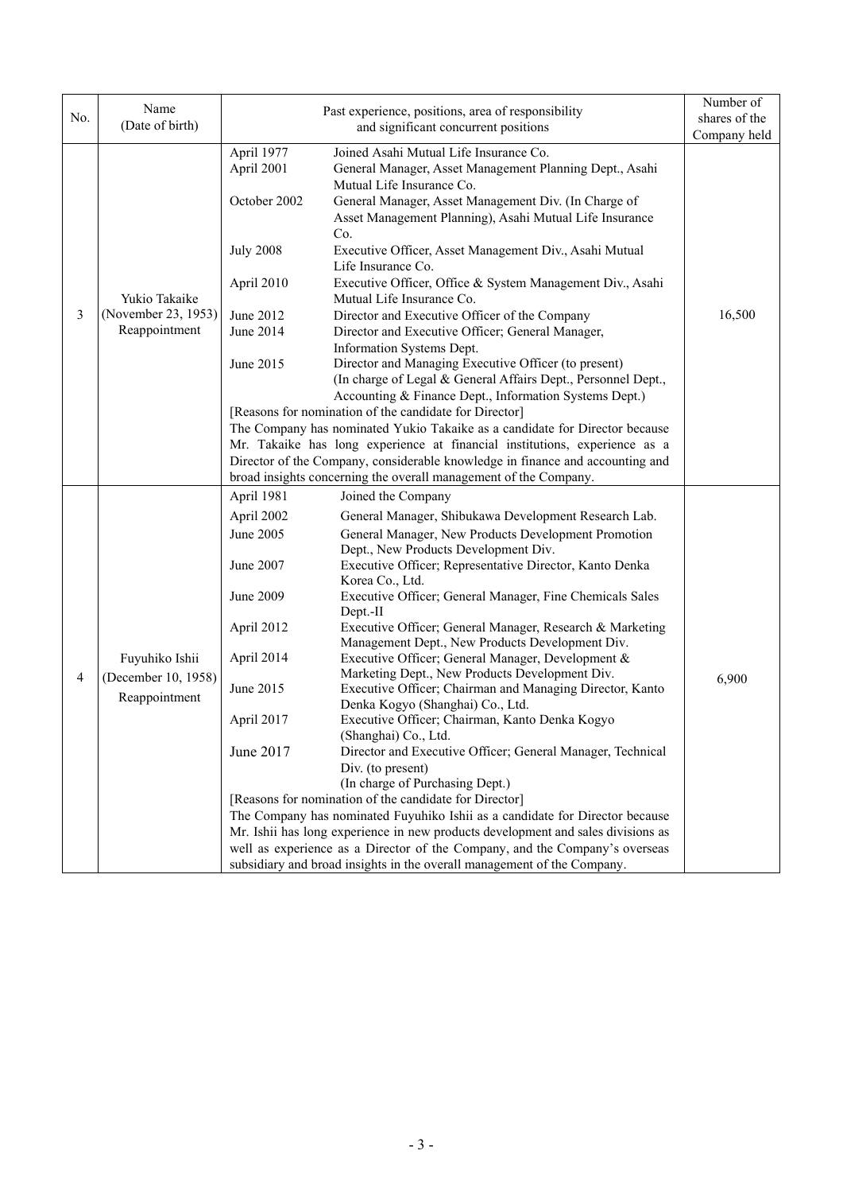| No. | Name (Date of birth) | Past experience, positions, area of responsibility and significant concurrent positions | Number of shares of the Company held |
|---|---|---|---|
| 3 | Yukio Takaike (November 23, 1953) Reappointment | April 1977 Joined Asahi Mutual Life Insurance Co.<br>April 2001 General Manager, Asset Management Planning Dept., Asahi Mutual Life Insurance Co.<br>October 2002 General Manager, Asset Management Div. (In Charge of Asset Management Planning), Asahi Mutual Life Insurance Co.<br>July 2008 Executive Officer, Asset Management Div., Asahi Mutual Life Insurance Co.<br>April 2010 Executive Officer, Office & System Management Div., Asahi Mutual Life Insurance Co.<br>June 2012 Director and Executive Officer of the Company<br>June 2014 Director and Executive Officer; General Manager, Information Systems Dept.<br>June 2015 Director and Managing Executive Officer (to present) (In charge of Legal & General Affairs Dept., Personnel Dept., Accounting & Finance Dept., Information Systems Dept.)<br>[Reasons for nomination of the candidate for Director]<br>The Company has nominated Yukio Takaike as a candidate for Director because Mr. Takaike has long experience at financial institutions, experience as a Director of the Company, considerable knowledge in finance and accounting and broad insights concerning the overall management of the Company. | 16,500 |
| 4 | Fuyuhiko Ishii (December 10, 1958) Reappointment | April 1981 Joined the Company<br>April 2002 General Manager, Shibukawa Development Research Lab.<br>June 2005 General Manager, New Products Development Promotion Dept., New Products Development Div.<br>June 2007 Executive Officer; Representative Director, Kanto Denka Korea Co., Ltd.<br>June 2009 Executive Officer; General Manager, Fine Chemicals Sales Dept.-II<br>April 2012 Executive Officer; General Manager, Research & Marketing Management Dept., New Products Development Div.<br>April 2014 Executive Officer; General Manager, Development & Marketing Dept., New Products Development Div.<br>June 2015 Executive Officer; Chairman and Managing Director, Kanto Denka Kogyo (Shanghai) Co., Ltd.<br>April 2017 Executive Officer; Chairman, Kanto Denka Kogyo (Shanghai) Co., Ltd.<br>June 2017 Director and Executive Officer; General Manager, Technical Div. (to present) (In charge of Purchasing Dept.)<br>[Reasons for nomination of the candidate for Director]<br>The Company has nominated Fuyuhiko Ishii as a candidate for Director because Mr. Ishii has long experience in new products development and sales divisions as well as experience as a Director of the Company, and the Company's overseas subsidiary and broad insights in the overall management of the Company. | 6,900 |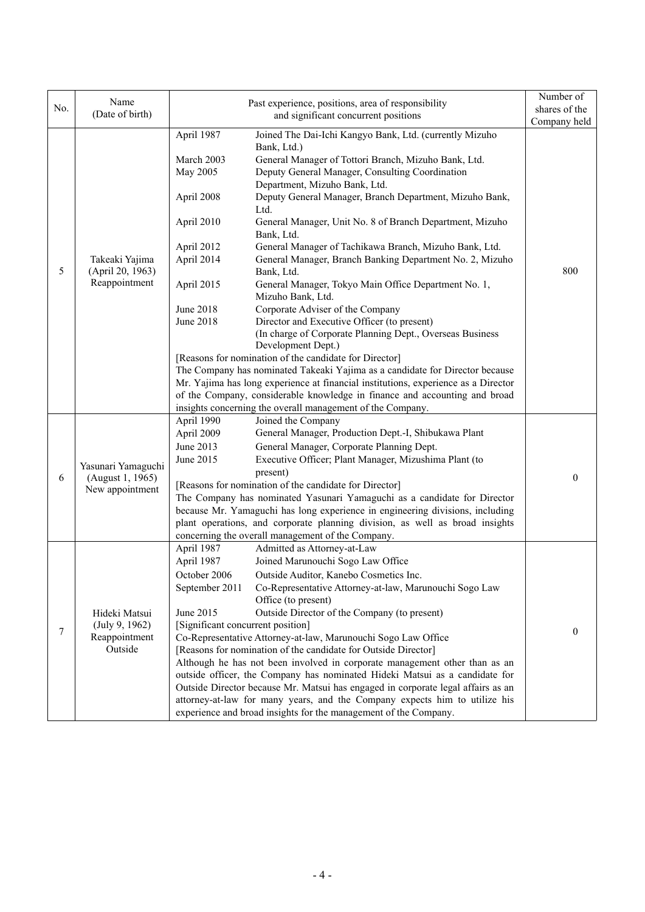| No. | Name (Date of birth) | Past experience, positions, area of responsibility and significant concurrent positions | Number of shares of the Company held |
|---|---|---|---|
| 5 | Takeaki Yajima (April 20, 1963) Reappointment | April 1987 Joined The Dai-Ichi Kangyo Bank, Ltd. (currently Mizuho Bank, Ltd.)<br>March 2003 General Manager of Tottori Branch, Mizuho Bank, Ltd.<br>May 2005 Deputy General Manager, Consulting Coordination Department, Mizuho Bank, Ltd.<br>April 2008 Deputy General Manager, Branch Department, Mizuho Bank, Ltd.<br>April 2010 General Manager, Unit No. 8 of Branch Department, Mizuho Bank, Ltd.<br>April 2012 General Manager of Tachikawa Branch, Mizuho Bank, Ltd.<br>April 2014 General Manager, Branch Banking Department No. 2, Mizuho Bank, Ltd.<br>April 2015 General Manager, Tokyo Main Office Department No. 1, Mizuho Bank, Ltd.<br>June 2018 Corporate Adviser of the Company<br>June 2018 Director and Executive Officer (to present) (In charge of Corporate Planning Dept., Overseas Business Development Dept.)<br>[Reasons for nomination of the candidate for Director]<br>The Company has nominated Takeaki Yajima as a candidate for Director because Mr. Yajima has long experience at financial institutions, experience as a Director of the Company, considerable knowledge in finance and accounting and broad insights concerning the overall management of the Company. | 800 |
| 6 | Yasunari Yamaguchi (August 1, 1965) New appointment | April 1990 Joined the Company<br>April 2009 General Manager, Production Dept.-I, Shibukawa Plant<br>June 2013 General Manager, Corporate Planning Dept.<br>June 2015 Executive Officer; Plant Manager, Mizushima Plant (to present)<br>[Reasons for nomination of the candidate for Director]<br>The Company has nominated Yasunari Yamaguchi as a candidate for Director because Mr. Yamaguchi has long experience in engineering divisions, including plant operations, and corporate planning division, as well as broad insights concerning the overall management of the Company. | 0 |
| 7 | Hideki Matsui (July 9, 1962) Reappointment Outside | April 1987 Admitted as Attorney-at-Law<br>April 1987 Joined Marunouchi Sogo Law Office<br>October 2006 Outside Auditor, Kanebo Cosmetics Inc.<br>September 2011 Co-Representative Attorney-at-law, Marunouchi Sogo Law Office (to present)<br>June 2015 Outside Director of the Company (to present)<br>[Significant concurrent position]<br>Co-Representative Attorney-at-law, Marunouchi Sogo Law Office<br>[Reasons for nomination of the candidate for Outside Director]<br>Although he has not been involved in corporate management other than as an outside officer, the Company has nominated Hideki Matsui as a candidate for Outside Director because Mr. Matsui has engaged in corporate legal affairs as an attorney-at-law for many years, and the Company expects him to utilize his experience and broad insights for the management of the Company. | 0 |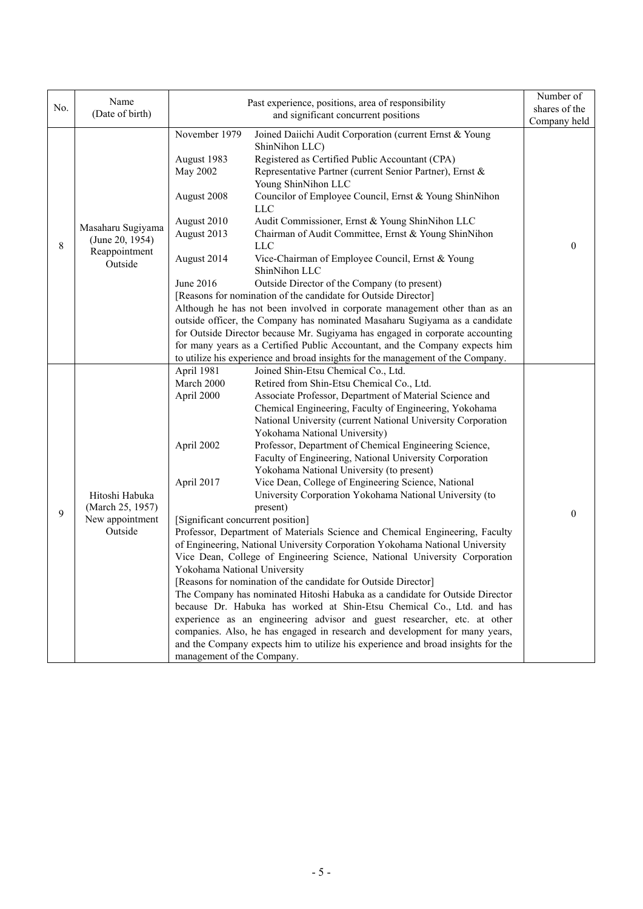| No. | Name (Date of birth) | Past experience, positions, area of responsibility and significant concurrent positions | Number of shares of the Company held |
|---|---|---|---|
| 8 | Masaharu Sugiyama (June 20, 1954) Reappointment Outside | November 1979 Joined Daiichi Audit Corporation (current Ernst & Young ShinNihon LLC)<br>August 1983 Registered as Certified Public Accountant (CPA)<br>May 2002 Representative Partner (current Senior Partner), Ernst & Young ShinNihon LLC<br>August 2008 Councilor of Employee Council, Ernst & Young ShinNihon LLC<br>August 2010 Audit Commissioner, Ernst & Young ShinNihon LLC<br>August 2013 Chairman of Audit Committee, Ernst & Young ShinNihon LLC<br>August 2014 Vice-Chairman of Employee Council, Ernst & Young ShinNihon LLC<br>June 2016 Outside Director of the Company (to present)<br>[Reasons for nomination of the candidate for Outside Director]<br>Although he has not been involved in corporate management other than as an outside officer, the Company has nominated Masaharu Sugiyama as a candidate for Outside Director because Mr. Sugiyama has engaged in corporate accounting for many years as a Certified Public Accountant, and the Company expects him to utilize his experience and broad insights for the management of the Company. | 0 |
| 9 | Hitoshi Habuka (March 25, 1957) New appointment Outside | April 1981 Joined Shin-Etsu Chemical Co., Ltd.<br>March 2000 Retired from Shin-Etsu Chemical Co., Ltd.<br>April 2000 Associate Professor, Department of Material Science and Chemical Engineering, Faculty of Engineering, Yokohama National University (current National University Corporation Yokohama National University)<br>April 2002 Professor, Department of Chemical Engineering Science, Faculty of Engineering, National University Corporation Yokohama National University (to present)<br>April 2017 Vice Dean, College of Engineering Science, National University Corporation Yokohama National University (to present)<br>[Significant concurrent position]<br>Professor, Department of Materials Science and Chemical Engineering, Faculty of Engineering, National University Corporation Yokohama National University<br>Vice Dean, College of Engineering Science, National University Corporation Yokohama National University<br>[Reasons for nomination of the candidate for Outside Director]<br>The Company has nominated Hitoshi Habuka as a candidate for Outside Director because Dr. Habuka has worked at Shin-Etsu Chemical Co., Ltd. and has experience as an engineering advisor and guest researcher, etc. at other companies. Also, he has engaged in research and development for many years, and the Company expects him to utilize his experience and broad insights for the management of the Company. | 0 |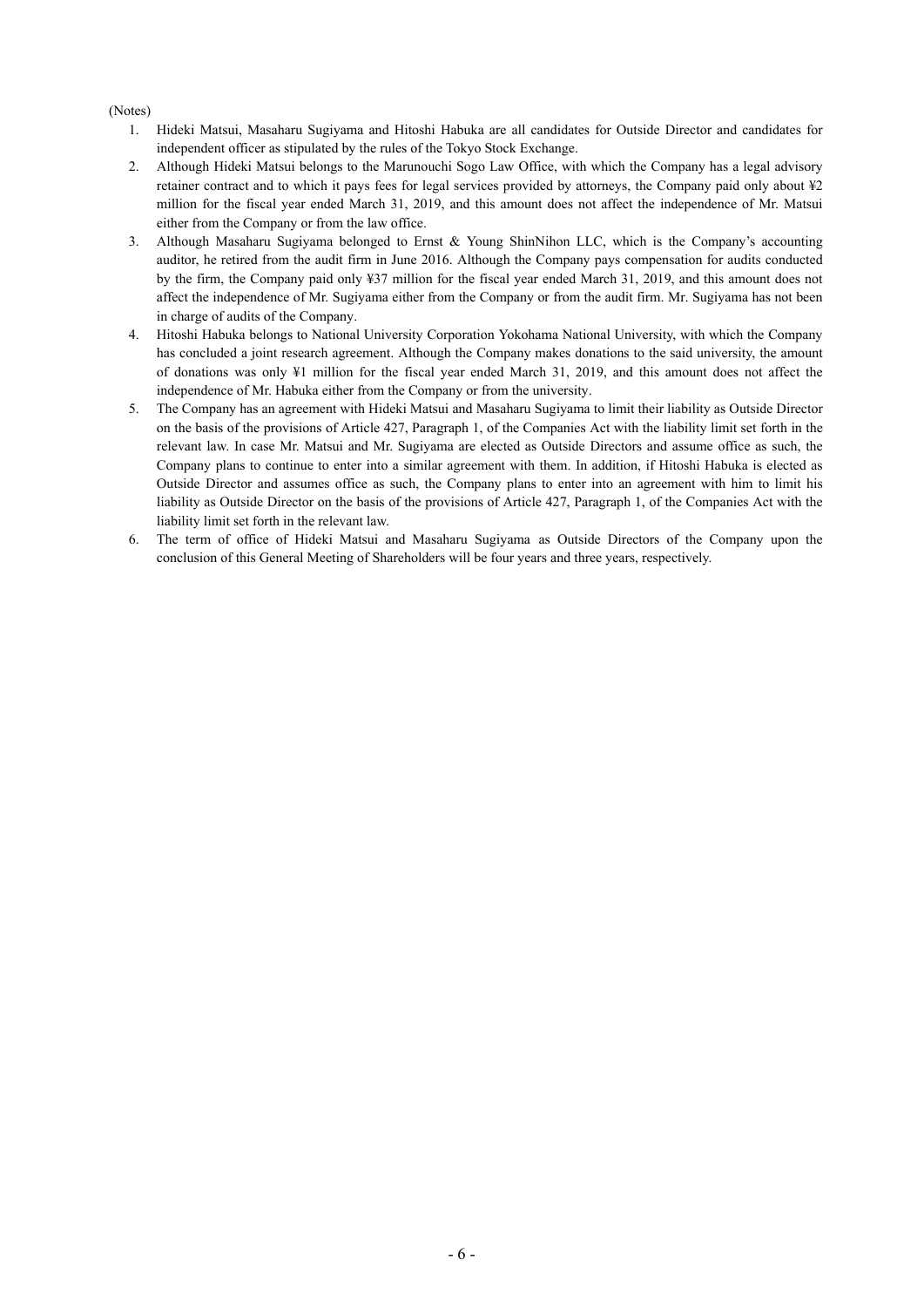(Notes)

1. Hideki Matsui, Masaharu Sugiyama and Hitoshi Habuka are all candidates for Outside Director and candidates for independent officer as stipulated by the rules of the Tokyo Stock Exchange.
2. Although Hideki Matsui belongs to the Marunouchi Sogo Law Office, with which the Company has a legal advisory retainer contract and to which it pays fees for legal services provided by attorneys, the Company paid only about ¥2 million for the fiscal year ended March 31, 2019, and this amount does not affect the independence of Mr. Matsui either from the Company or from the law office.
3. Although Masaharu Sugiyama belonged to Ernst & Young ShinNihon LLC, which is the Company's accounting auditor, he retired from the audit firm in June 2016. Although the Company pays compensation for audits conducted by the firm, the Company paid only ¥37 million for the fiscal year ended March 31, 2019, and this amount does not affect the independence of Mr. Sugiyama either from the Company or from the audit firm. Mr. Sugiyama has not been in charge of audits of the Company.
4. Hitoshi Habuka belongs to National University Corporation Yokohama National University, with which the Company has concluded a joint research agreement. Although the Company makes donations to the said university, the amount of donations was only ¥1 million for the fiscal year ended March 31, 2019, and this amount does not affect the independence of Mr. Habuka either from the Company or from the university.
5. The Company has an agreement with Hideki Matsui and Masaharu Sugiyama to limit their liability as Outside Director on the basis of the provisions of Article 427, Paragraph 1, of the Companies Act with the liability limit set forth in the relevant law. In case Mr. Matsui and Mr. Sugiyama are elected as Outside Directors and assume office as such, the Company plans to continue to enter into a similar agreement with them. In addition, if Hitoshi Habuka is elected as Outside Director and assumes office as such, the Company plans to enter into an agreement with him to limit his liability as Outside Director on the basis of the provisions of Article 427, Paragraph 1, of the Companies Act with the liability limit set forth in the relevant law.
6. The term of office of Hideki Matsui and Masaharu Sugiyama as Outside Directors of the Company upon the conclusion of this General Meeting of Shareholders will be four years and three years, respectively.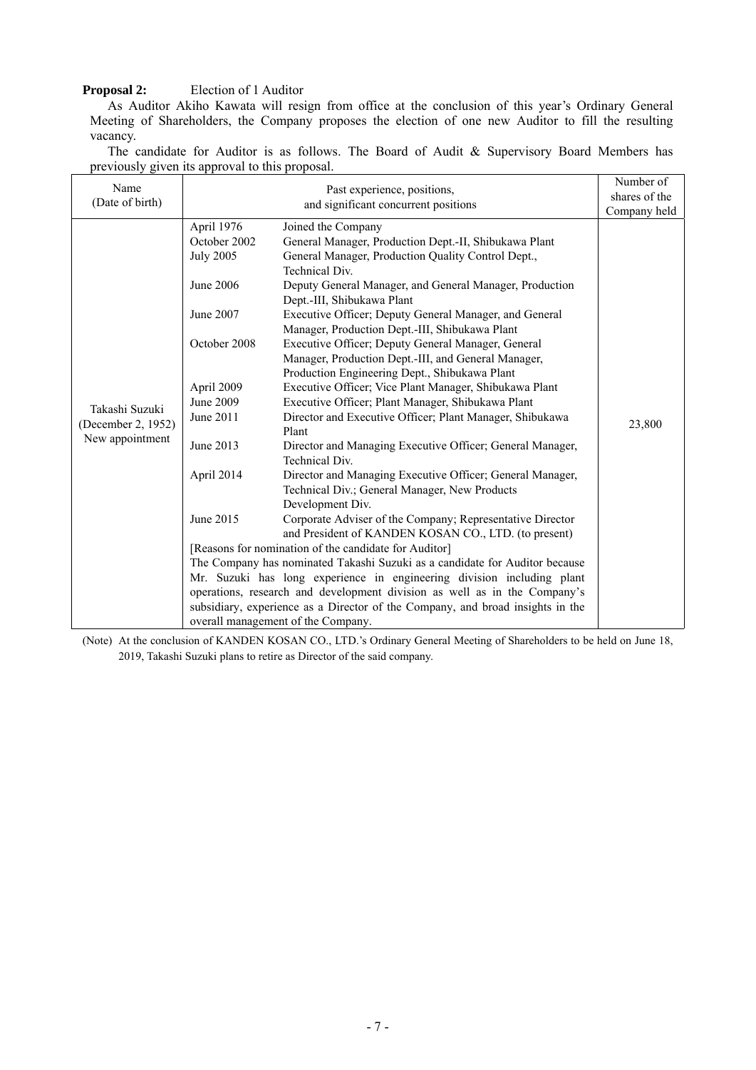**Proposal 2:** Election of 1 Auditor

As Auditor Akiho Kawata will resign from office at the conclusion of this year's Ordinary General Meeting of Shareholders, the Company proposes the election of one new Auditor to fill the resulting vacancy.

The candidate for Auditor is as follows. The Board of Audit & Supervisory Board Members has previously given its approval to this proposal.

| Name (Date of birth) | Past experience, positions, and significant concurrent positions | | Number of shares of the Company held |
|---|---|---|---|
| Takashi Suzuki (December 2, 1952) New appointment | April 1976 | Joined the Company | 23,800 |
| | October 2002 | General Manager, Production Dept.-II, Shibukawa Plant | |
| | July 2005 | General Manager, Production Quality Control Dept., Technical Div. | |
| | June 2006 | Deputy General Manager, and General Manager, Production Dept.-III, Shibukawa Plant | |
| | June 2007 | Executive Officer; Deputy General Manager, and General Manager, Production Dept.-III, Shibukawa Plant | |
| | October 2008 | Executive Officer; Deputy General Manager, General Manager, Production Dept.-III, and General Manager, Production Engineering Dept., Shibukawa Plant | |
| | April 2009 | Executive Officer; Vice Plant Manager, Shibukawa Plant | |
| | June 2009 | Executive Officer; Plant Manager, Shibukawa Plant | |
| | June 2011 | Director and Executive Officer; Plant Manager, Shibukawa Plant | |
| | June 2013 | Director and Managing Executive Officer; General Manager, Technical Div. | |
| | April 2014 | Director and Managing Executive Officer; General Manager, Technical Div.; General Manager, New Products Development Div. | |
| | June 2015 | Corporate Adviser of the Company; Representative Director and President of KANDEN KOSAN CO., LTD. (to present) | |
| | [Reasons for nomination of the candidate for Auditor] The Company has nominated Takashi Suzuki as a candidate for Auditor because Mr. Suzuki has long experience in engineering division including plant operations, research and development division as well as in the Company's subsidiary, experience as a Director of the Company, and broad insights in the overall management of the Company. | | |

(Note) At the conclusion of KANDEN KOSAN CO., LTD.'s Ordinary General Meeting of Shareholders to be held on June 18, 2019, Takashi Suzuki plans to retire as Director of the said company.